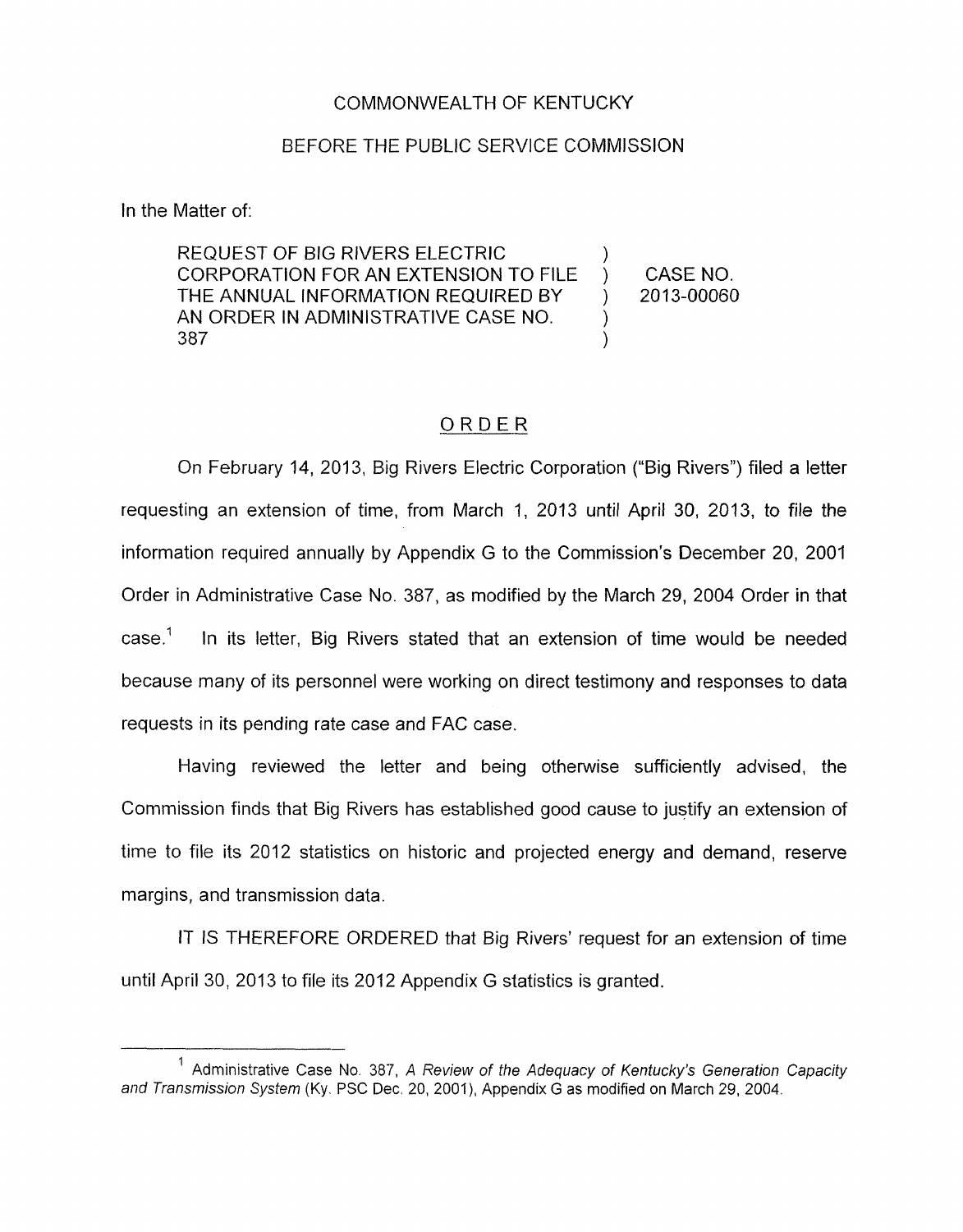COMMONWEALTH OF KENTUCKY

BEFORE THE PUBLIC SERVICE COMMISSION

In the Matter of:

| | | |
|---|---|---|
| REQUEST OF BIG RIVERS ELECTRIC CORPORATION FOR AN EXTENSION TO FILE THE ANNUAL INFORMATION REQUIRED BY AN ORDER IN ADMINISTRATIVE CASE NO. 387 | ) | CASE NO. 2013-00060 |

## ORDER

On February 14, 2013, Big Rivers Electric Corporation ("Big Rivers") filed a letter requesting an extension of time, from March 1, 2013 until April 30, 2013, to file the information required annually by Appendix G to the Commission's December 20, 2001 Order in Administrative Case No. 387, as modified by the March 29, 2004 Order in that case.[1] In its letter, Big Rivers stated that an extension of time would be needed because many of its personnel were working on direct testimony and responses to data requests in its pending rate case and FAC case.

Having reviewed the letter and being otherwise sufficiently advised, the Commission finds that Big Rivers has established good cause to justify an extension of time to file its 2012 statistics on historic and projected energy and demand, reserve margins, and transmission data.

IT IS THEREFORE ORDERED that Big Rivers' request for an extension of time until April 30, 2013 to file its 2012 Appendix G statistics is granted.

---

[1] Administrative Case No. 387, *A Review of the Adequacy of Kentucky's Generation Capacity and Transmission System* (Ky. PSC Dec. 20, 2001), Appendix G as modified on March 29, 2004.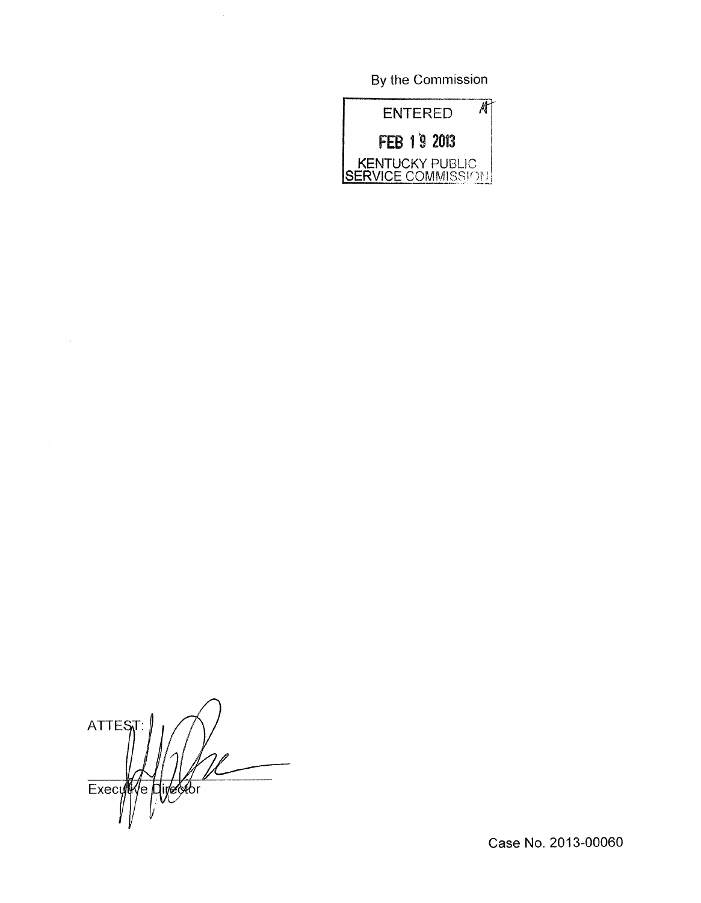By the Commission

ENTERED

FEB 19 2013

KENTUCKY PUBLIC SERVICE COMMISSION

ATTEST:

Executive Director

Case No. 2013-00060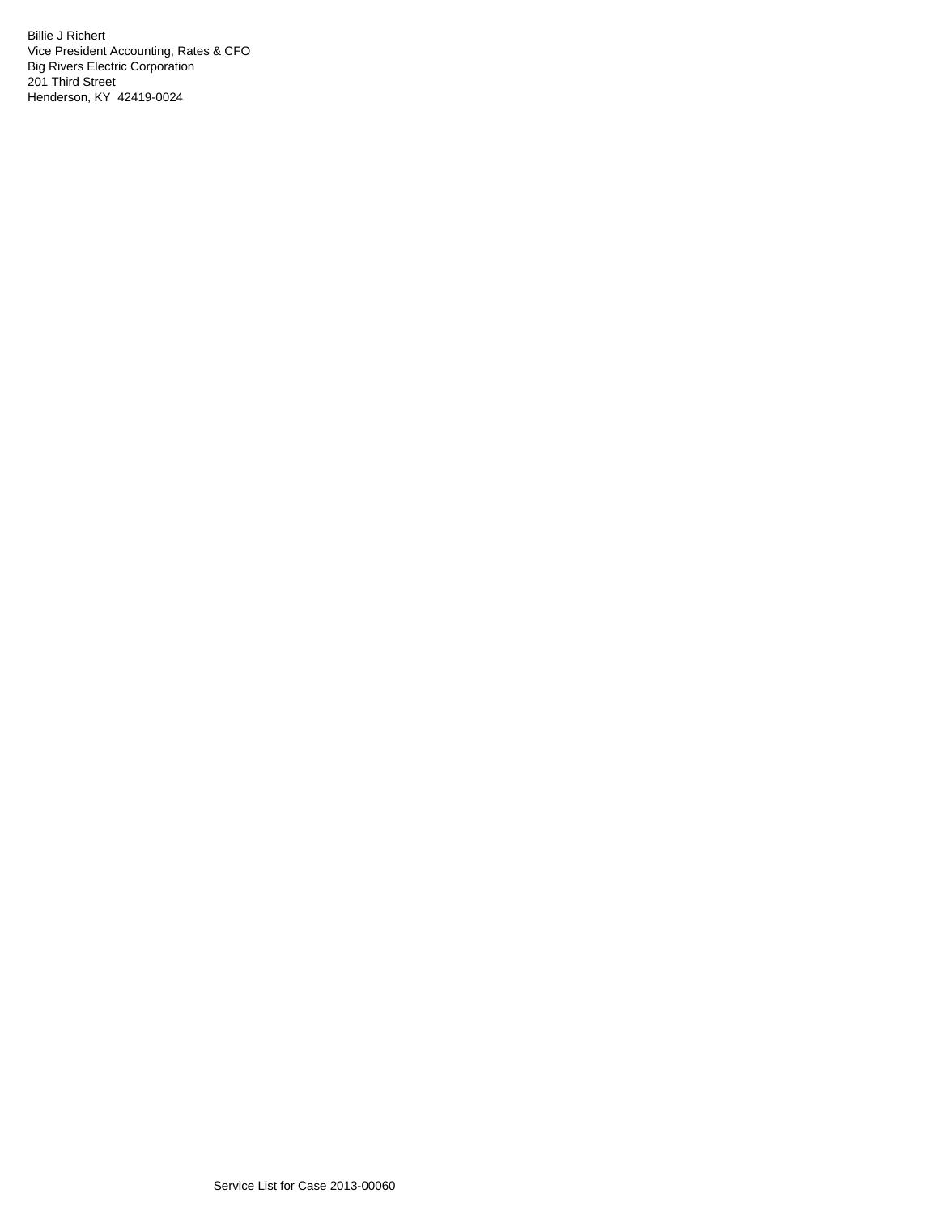Billie J Richert
Vice President Accounting, Rates & CFO
Big Rivers Electric Corporation
201 Third Street
Henderson, KY 42419-0024